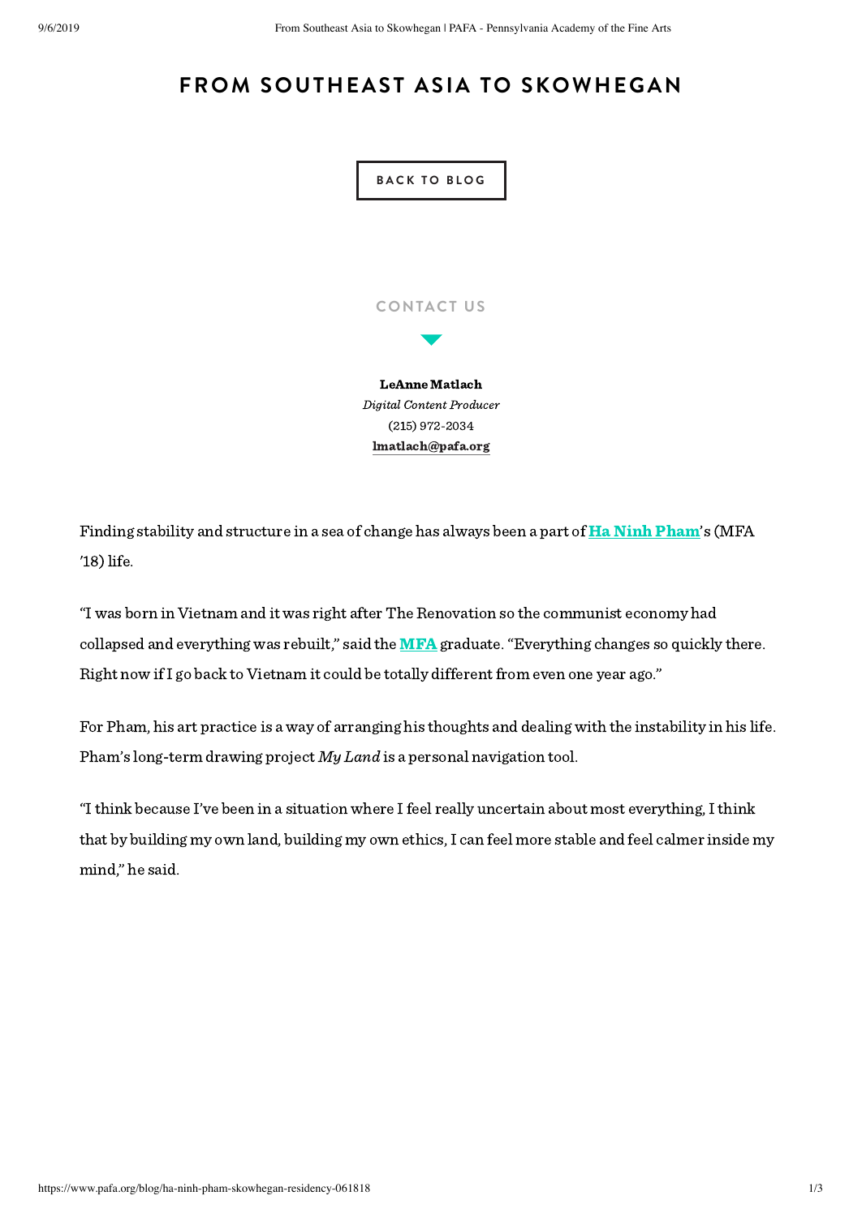# FROM SOUTHEAST ASIA TO SKOWHEGAN

BACK TO BLOG

CONTACT US

**LeAnne Matlach**
*Digital Content Producer*
(215) 972-2034
lmatlach@pafa.org

Finding stability and structure in a sea of change has always been a part of **Ha Ninh Pham**'s (MFA '18) life.

"I was born in Vietnam and it was right after The Renovation so the communist economy had collapsed and everything was rebuilt," said the **MFA** graduate. "Everything changes so quickly there. Right now if I go back to Vietnam it could be totally different from even one year ago."

For Pham, his art practice is a way of arranging his thoughts and dealing with the instability in his life. Pham's long-term drawing project *My Land* is a personal navigation tool.

"I think because I've been in a situation where I feel really uncertain about most everything, I think that by building my own land, building my own ethics, I can feel more stable and feel calmer inside my mind," he said.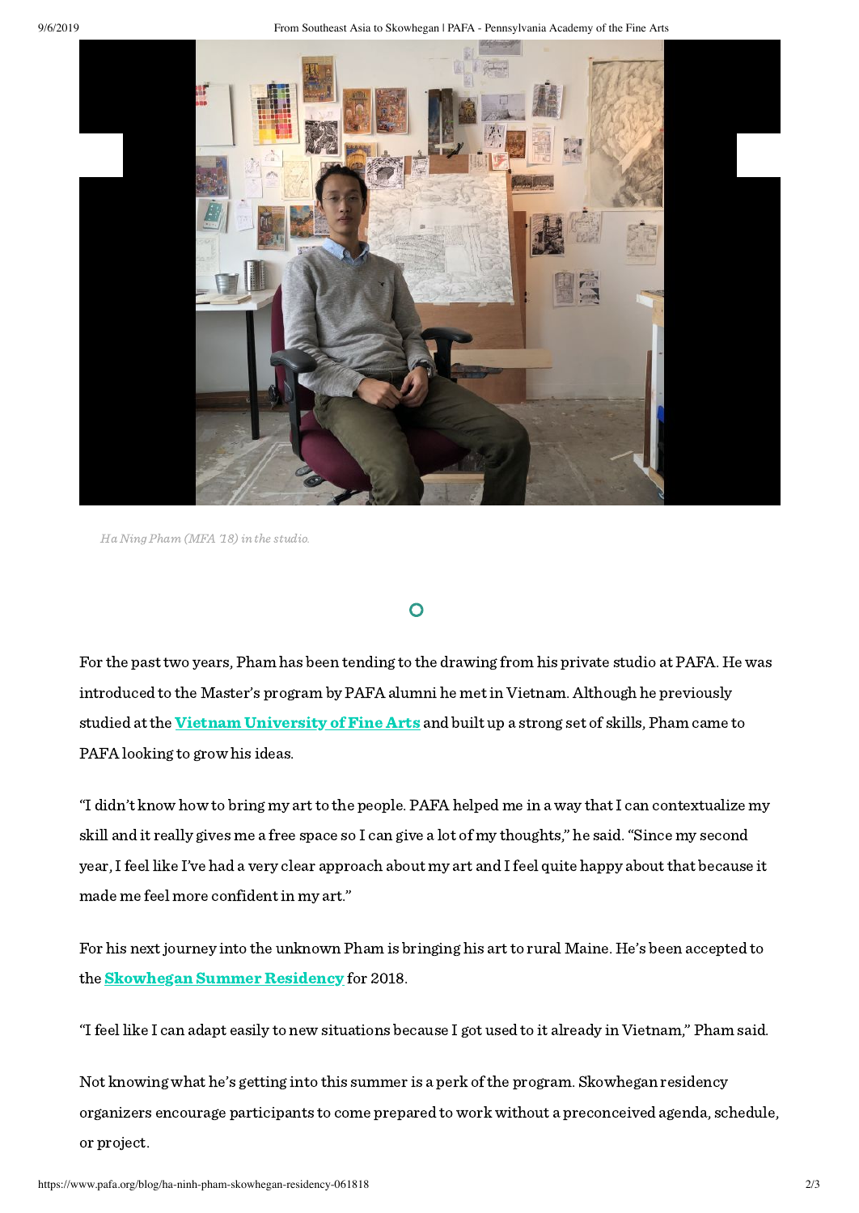*Ha Ning Pham (MFA '18) in the studio.*

For the past two years, Pham has been tending to the drawing from his private studio at PAFA. He was introduced to the Master's program by PAFA alumni he met in Vietnam. Although he previously studied at the **Vietnam University of Fine Arts** and built up a strong set of skills, Pham came to PAFA looking to grow his ideas.

"I didn't know how to bring my art to the people. PAFA helped me in a way that I can contextualize my skill and it really gives me a free space so I can give a lot of my thoughts," he said. "Since my second year, I feel like I've had a very clear approach about my art and I feel quite happy about that because it made me feel more confident in my art."

For his next journey into the unknown Pham is bringing his art to rural Maine. He's been accepted to the **Skowhegan Summer Residency** for 2018.

"I feel like I can adapt easily to new situations because I got used to it already in Vietnam," Pham said.

Not knowing what he's getting into this summer is a perk of the program. Skowhegan residency organizers encourage participants to come prepared to work without a preconceived agenda, schedule, or project.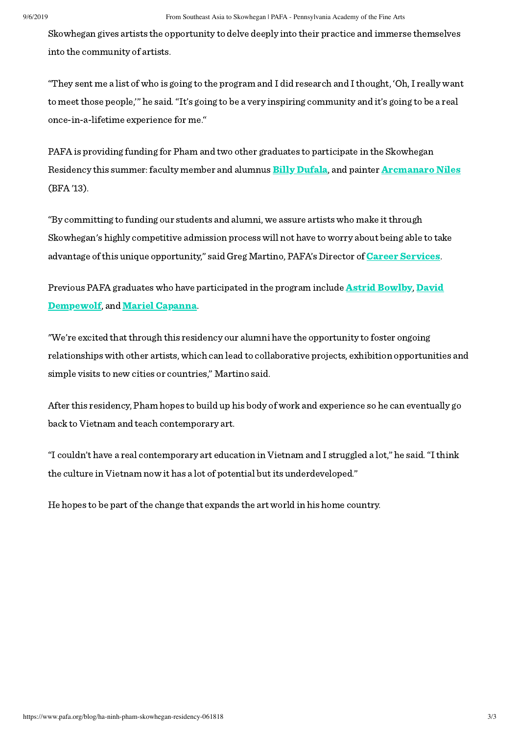Skowhegan gives artists the opportunity to delve deeply into their practice and immerse themselves into the community of artists.

"They sent me a list of who is going to the program and I did research and I thought, 'Oh, I really want to meet those people,'" he said. "It's going to be a very inspiring community and it's going to be a real once-in-a-lifetime experience for me."

PAFA is providing funding for Pham and two other graduates to participate in the Skowhegan Residency this summer: faculty member and alumnus **Billy Dufala**, and painter **Arcmanaro Niles** (BFA '13).

"By committing to funding our students and alumni, we assure artists who make it through Skowhegan's highly competitive admission process will not have to worry about being able to take advantage of this unique opportunity," said Greg Martino, PAFA's Director of **Career Services**.

Previous PAFA graduates who have participated in the program include **Astrid Bowlby**, **David Dempewolf**, and **Mariel Capanna**.

"We're excited that through this residency our alumni have the opportunity to foster ongoing relationships with other artists, which can lead to collaborative projects, exhibition opportunities and simple visits to new cities or countries," Martino said.

After this residency, Pham hopes to build up his body of work and experience so he can eventually go back to Vietnam and teach contemporary art.

"I couldn't have a real contemporary art education in Vietnam and I struggled a lot," he said. "I think the culture in Vietnam now it has a lot of potential but its underdeveloped."

He hopes to be part of the change that expands the art world in his home country.